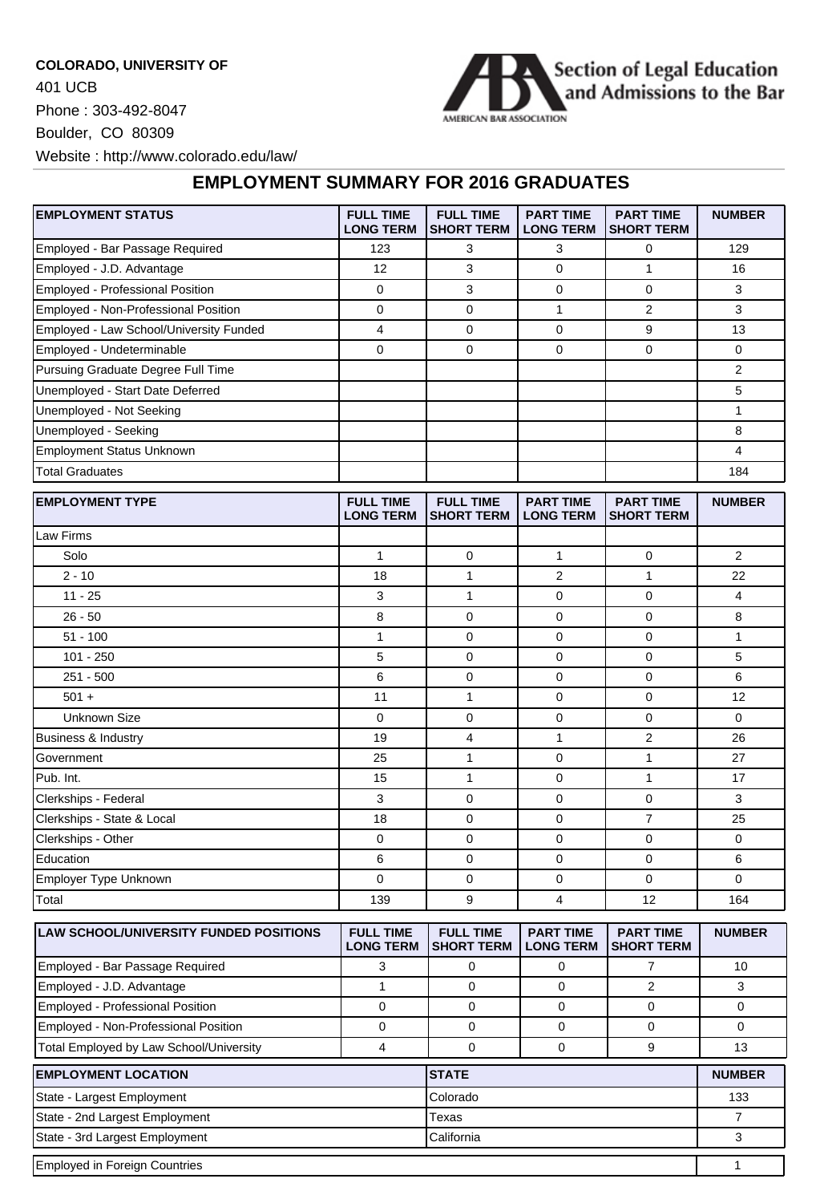**COLORADO, UNIVERSITY OF**

401 UCB

Phone : 303-492-8047

Boulder, CO 80309

Website : http://www.colorado.edu/law/

Section of Legal Education and Admissions to the Bar

AMERICAN BAR ASSOCIATION

## EMPLOYMENT SUMMARY FOR 2016 GRADUATES

| EMPLOYMENT STATUS | FULL TIME LONG TERM | FULL TIME SHORT TERM | PART TIME LONG TERM | PART TIME SHORT TERM | NUMBER |
|---|---|---|---|---|---|
| Employed - Bar Passage Required | 123 | 3 | 3 | 0 | 129 |
| Employed - J.D. Advantage | 12 | 3 | 0 | 1 | 16 |
| Employed - Professional Position | 0 | 3 | 0 | 0 | 3 |
| Employed - Non-Professional Position | 0 | 0 | 1 | 2 | 3 |
| Employed - Law School/University Funded | 4 | 0 | 0 | 9 | 13 |
| Employed - Undeterminable | 0 | 0 | 0 | 0 | 0 |
| Pursuing Graduate Degree Full Time | | | | | 2 |
| Unemployed - Start Date Deferred | | | | | 5 |
| Unemployed - Not Seeking | | | | | 1 |
| Unemployed - Seeking | | | | | 8 |
| Employment Status Unknown | | | | | 4 |
| Total Graduates | | | | | 184 |

| EMPLOYMENT TYPE | FULL TIME LONG TERM | FULL TIME SHORT TERM | PART TIME LONG TERM | PART TIME SHORT TERM | NUMBER |
|---|---|---|---|---|---|
| Law Firms | | | | | |
| Solo | 1 | 0 | 1 | 0 | 2 |
| 2 - 10 | 18 | 1 | 2 | 1 | 22 |
| 11 - 25 | 3 | 1 | 0 | 0 | 4 |
| 26 - 50 | 8 | 0 | 0 | 0 | 8 |
| 51 - 100 | 1 | 0 | 0 | 0 | 1 |
| 101 - 250 | 5 | 0 | 0 | 0 | 5 |
| 251 - 500 | 6 | 0 | 0 | 0 | 6 |
| 501 + | 11 | 1 | 0 | 0 | 12 |
| Unknown Size | 0 | 0 | 0 | 0 | 0 |
| Business & Industry | 19 | 4 | 1 | 2 | 26 |
| Government | 25 | 1 | 0 | 1 | 27 |
| Pub. Int. | 15 | 1 | 0 | 1 | 17 |
| Clerkships - Federal | 3 | 0 | 0 | 0 | 3 |
| Clerkships - State & Local | 18 | 0 | 0 | 7 | 25 |
| Clerkships - Other | 0 | 0 | 0 | 0 | 0 |
| Education | 6 | 0 | 0 | 0 | 6 |
| Employer Type Unknown | 0 | 0 | 0 | 0 | 0 |
| Total | 139 | 9 | 4 | 12 | 164 |

| LAW SCHOOL/UNIVERSITY FUNDED POSITIONS | FULL TIME LONG TERM | FULL TIME SHORT TERM | PART TIME LONG TERM | PART TIME SHORT TERM | NUMBER |
|---|---|---|---|---|---|
| Employed - Bar Passage Required | 3 | 0 | 0 | 7 | 10 |
| Employed - J.D. Advantage | 1 | 0 | 0 | 2 | 3 |
| Employed - Professional Position | 0 | 0 | 0 | 0 | 0 |
| Employed - Non-Professional Position | 0 | 0 | 0 | 0 | 0 |
| Total Employed by Law School/University | 4 | 0 | 0 | 9 | 13 |

| EMPLOYMENT LOCATION | STATE | NUMBER |
|---|---|---|
| State - Largest Employment | Colorado | 133 |
| State - 2nd Largest Employment | Texas | 7 |
| State - 3rd Largest Employment | California | 3 |

| Employed in Foreign Countries | 1 |
|---|---|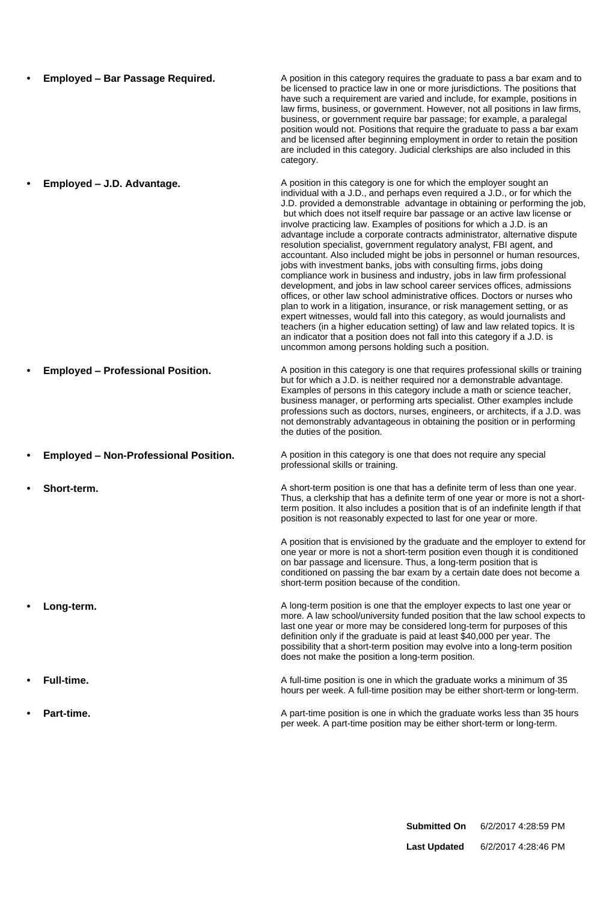- **Employed – Bar Passage Required.**

  A position in this category requires the graduate to pass a bar exam and to be licensed to practice law in one or more jurisdictions. The positions that have such a requirement are varied and include, for example, positions in law firms, business, or government. However, not all positions in law firms, business, or government require bar passage; for example, a paralegal position would not. Positions that require the graduate to pass a bar exam and be licensed after beginning employment in order to retain the position are included in this category. Judicial clerkships are also included in this category.

- **Employed – J.D. Advantage.**

  A position in this category is one for which the employer sought an individual with a J.D., and perhaps even required a J.D., or for which the J.D. provided a demonstrable advantage in obtaining or performing the job, but which does not itself require bar passage or an active law license or involve practicing law. Examples of positions for which a J.D. is an advantage include a corporate contracts administrator, alternative dispute resolution specialist, government regulatory analyst, FBI agent, and accountant. Also included might be jobs in personnel or human resources, jobs with investment banks, jobs with consulting firms, jobs doing compliance work in business and industry, jobs in law firm professional development, and jobs in law school career services offices, admissions offices, or other law school administrative offices. Doctors or nurses who plan to work in a litigation, insurance, or risk management setting, or as expert witnesses, would fall into this category, as would journalists and teachers (in a higher education setting) of law and law related topics. It is an indicator that a position does not fall into this category if a J.D. is uncommon among persons holding such a position.

- **Employed – Professional Position.**

  A position in this category is one that requires professional skills or training but for which a J.D. is neither required nor a demonstrable advantage. Examples of persons in this category include a math or science teacher, business manager, or performing arts specialist. Other examples include professions such as doctors, nurses, engineers, or architects, if a J.D. was not demonstrably advantageous in obtaining the position or in performing the duties of the position.

- **Employed – Non-Professional Position.**

  A position in this category is one that does not require any special professional skills or training.

- **Short-term.**

  A short-term position is one that has a definite term of less than one year. Thus, a clerkship that has a definite term of one year or more is not a short-term position. It also includes a position that is of an indefinite length if that position is not reasonably expected to last for one year or more.

  A position that is envisioned by the graduate and the employer to extend for one year or more is not a short-term position even though it is conditioned on bar passage and licensure. Thus, a long-term position that is conditioned on passing the bar exam by a certain date does not become a short-term position because of the condition.

- **Long-term.**

  A long-term position is one that the employer expects to last one year or more. A law school/university funded position that the law school expects to last one year or more may be considered long-term for purposes of this definition only if the graduate is paid at least $40,000 per year. The possibility that a short-term position may evolve into a long-term position does not make the position a long-term position.

- **Full-time.**

  A full-time position is one in which the graduate works a minimum of 35 hours per week. A full-time position may be either short-term or long-term.

- **Part-time.**

  A part-time position is one in which the graduate works less than 35 hours per week. A part-time position may be either short-term or long-term.

| | |
|---|---|
| **Submitted On** | 6/2/2017 4:28:59 PM |
| **Last Updated** | 6/2/2017 4:28:46 PM |